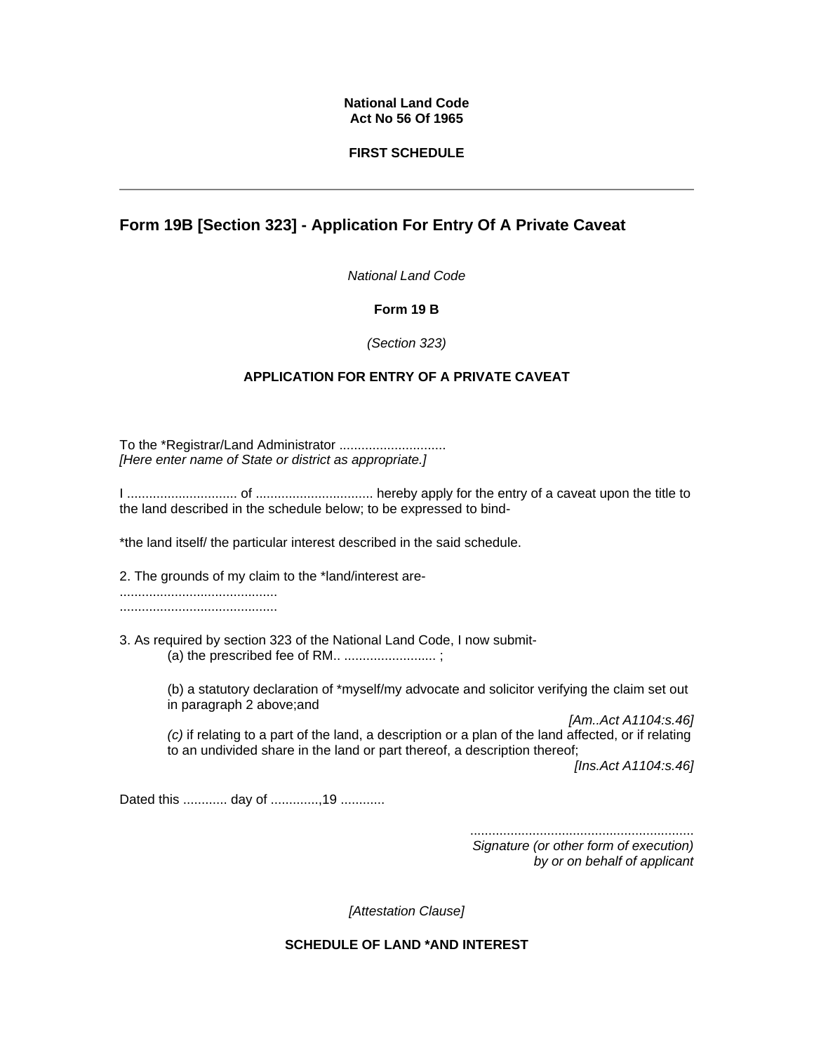**National Land Code**
**Act No 56 Of 1965**

**FIRST SCHEDULE**

---

## Form 19B [Section 323] - Application For Entry Of A Private Caveat

*National Land Code*

**Form 19 B**

*(Section 323)*

**APPLICATION FOR ENTRY OF A PRIVATE CAVEAT**

To the *Registrar/Land Administrator .............................
*[Here enter name of State or district as appropriate.]*

I .............................. of ................................ hereby apply for the entry of a caveat upon the title to the land described in the schedule below; to be expressed to bind-

*the land itself/ the particular interest described in the said schedule.

2. The grounds of my claim to the *land/interest are-
...........................................
...........................................

3. As required by section 323 of the National Land Code, I now submit-

(a) the prescribed fee of RM.. ......................... ;

(b) a statutory declaration of *myself/my advocate and solicitor verifying the claim set out in paragraph 2 above;and

*[Am..Act A1104:s.46]*

*(c)* if relating to a part of the land, a description or a plan of the land affected, or if relating to an undivided share in the land or part thereof, a description thereof;

*[Ins.Act A1104:s.46]*

Dated this ............ day of .............,19 ............

............................................................
*Signature (or other form of execution)*
*by or on behalf of applicant*

*[Attestation Clause]*

**SCHEDULE OF LAND *AND INTEREST**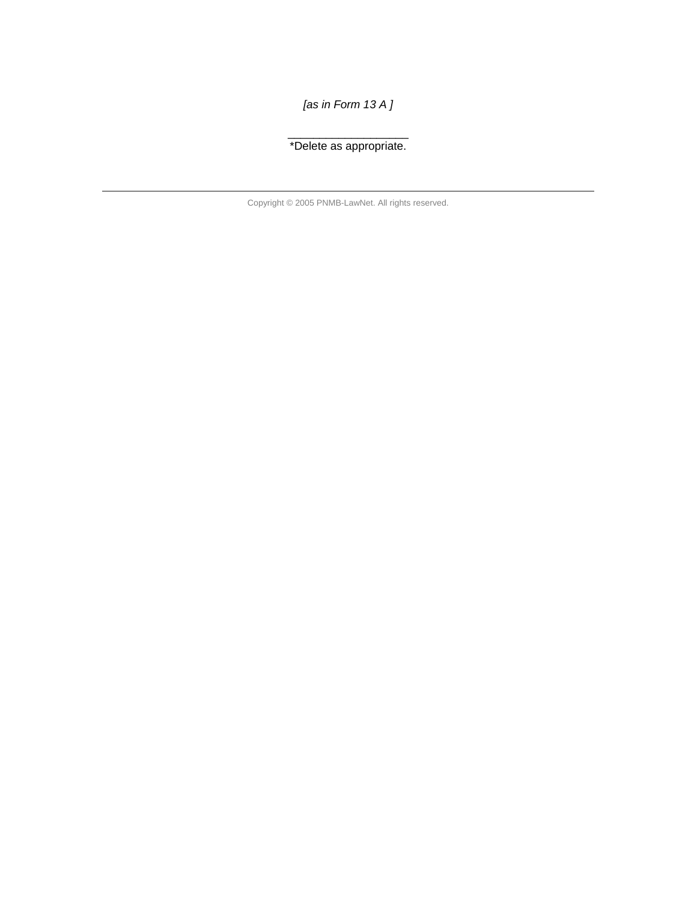*[as in Form 13 A ]*

___________________

*Delete as appropriate.

Copyright © 2005 PNMB-LawNet. All rights reserved.